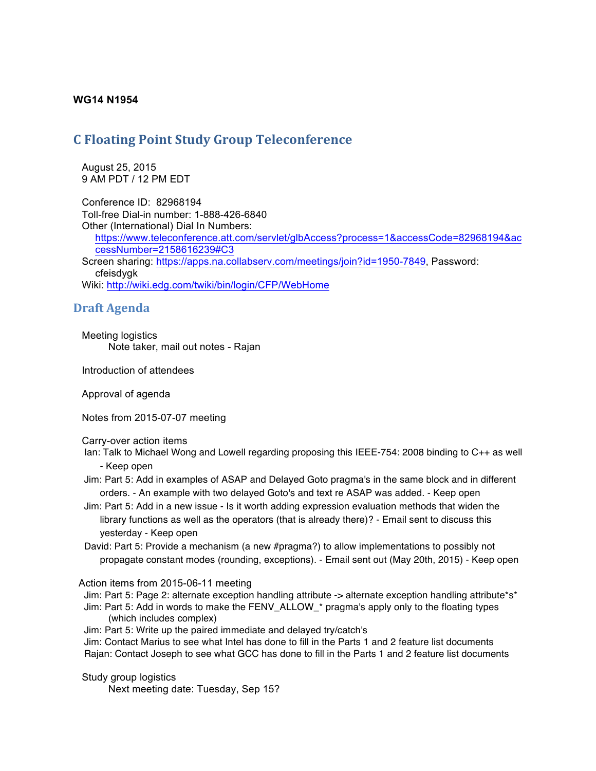**WG14 N1954**

# C Floating Point Study Group Teleconference

August 25, 2015
9 AM PDT / 12 PM EDT

Conference ID: 82968194
Toll-free Dial-in number: 1-888-426-6840
Other (International) Dial In Numbers:
https://www.teleconference.att.com/servlet/glbAccess?process=1&accessCode=82968194&accessNumber=2158616239#C3
Screen sharing: https://apps.na.collabserv.com/meetings/join?id=1950-7849, Password: cfeisdygk
Wiki: http://wiki.edg.com/twiki/bin/login/CFP/WebHome

## Draft Agenda

Meeting logistics
- Note taker, mail out notes - Rajan

Introduction of attendees

Approval of agenda

Notes from 2015-07-07 meeting

Carry-over action items
- Ian: Talk to Michael Wong and Lowell regarding proposing this IEEE-754: 2008 binding to C++ as well - Keep open
- Jim: Part 5: Add in examples of ASAP and Delayed Goto pragma's in the same block and in different orders. - An example with two delayed Goto's and text re ASAP was added. - Keep open
- Jim: Part 5: Add in a new issue - Is it worth adding expression evaluation methods that widen the library functions as well as the operators (that is already there)? - Email sent to discuss this yesterday - Keep open
- David: Part 5: Provide a mechanism (a new #pragma?) to allow implementations to possibly not propagate constant modes (rounding, exceptions). - Email sent out (May 20th, 2015) - Keep open

Action items from 2015-06-11 meeting
- Jim: Part 5: Page 2: alternate exception handling attribute -> alternate exception handling attribute*s*
- Jim: Part 5: Add in words to make the FENV_ALLOW_* pragma's apply only to the floating types (which includes complex)
- Jim: Part 5: Write up the paired immediate and delayed try/catch's
- Jim: Contact Marius to see what Intel has done to fill in the Parts 1 and 2 feature list documents
- Rajan: Contact Joseph to see what GCC has done to fill in the Parts 1 and 2 feature list documents

Study group logistics
- Next meeting date: Tuesday, Sep 15?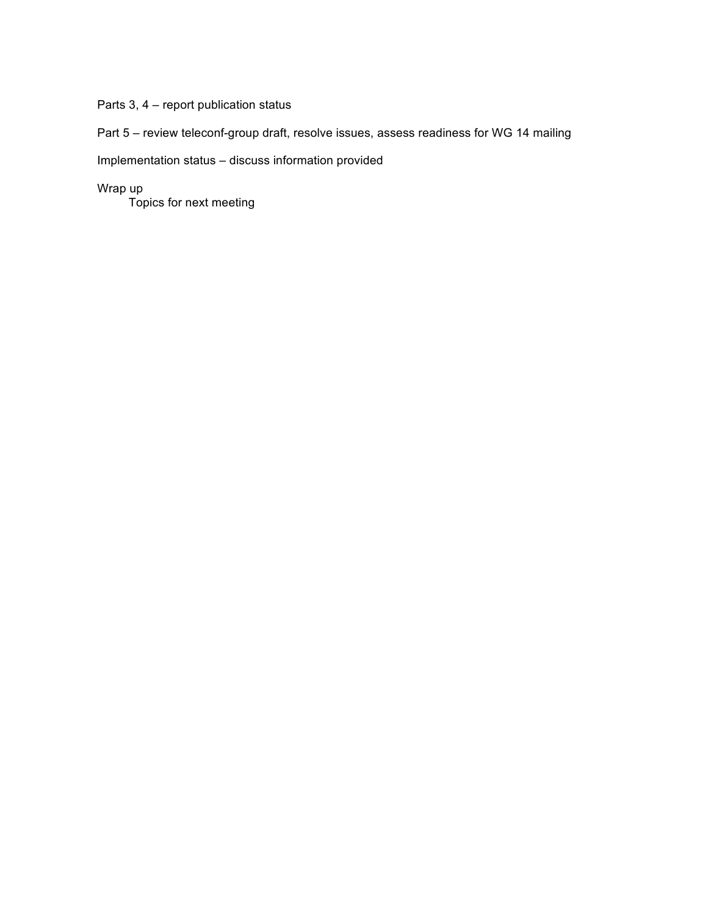Parts 3, 4 – report publication status

Part 5 – review teleconf-group draft, resolve issues, assess readiness for WG 14 mailing

Implementation status – discuss information provided

Wrap up
    Topics for next meeting